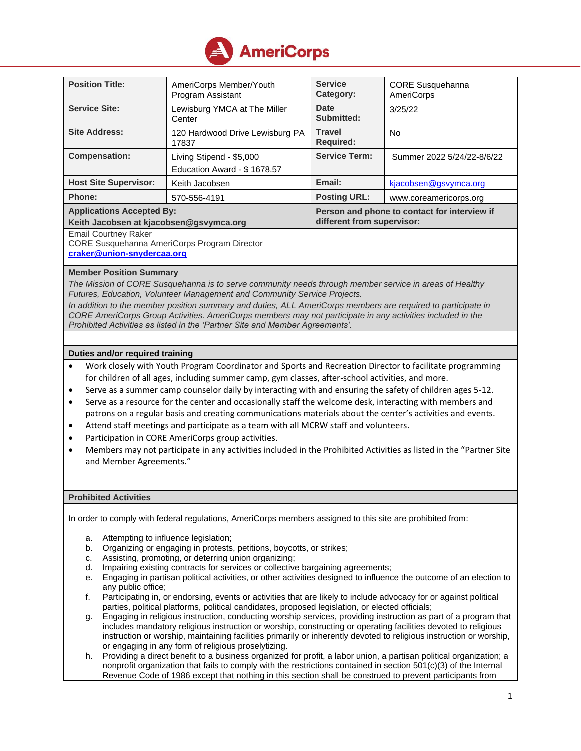# AmeriCorps

| | | | |
|---|---|---|---|
| **Position Title:** | AmeriCorps Member/Youth Program Assistant | **Service Category:** | CORE Susquehanna AmeriCorps |
| **Service Site:** | Lewisburg YMCA at The Miller Center | **Date Submitted:** | 3/25/22 |
| **Site Address:** | 120 Hardwood Drive Lewisburg PA 17837 | **Travel Required:** | No |
| **Compensation:** | Living Stipend - $5,000<br>Education Award - $ 1678.57 | **Service Term:** | Summer 2022 5/24/22-8/6/22 |
| **Host Site Supervisor:** | Keith Jacobsen | **Email:** | kjacobsen@gsvymca.org |
| **Phone:** | 570-556-4191 | **Posting URL:** | www.coreamericorps.org |

| | |
|---|---|
| **Applications Accepted By:**<br>**Keith Jacobsen at kjacobsen@gsvymca.org** | **Person and phone to contact for interview if different from supervisor:** |
| Email Courtney Raker<br>CORE Susquehanna AmeriCorps Program Director<br>**craker@union-snydercaa.org** | |

## Member Position Summary

*The Mission of CORE Susquehanna is to serve community needs through member service in areas of Healthy Futures, Education, Volunteer Management and Community Service Projects.*

*In addition to the member position summary and duties, ALL AmeriCorps members are required to participate in CORE AmeriCorps Group Activities. AmeriCorps members may not participate in any activities included in the Prohibited Activities as listed in the 'Partner Site and Member Agreements'.*

## Duties and/or required training

- Work closely with Youth Program Coordinator and Sports and Recreation Director to facilitate programming for children of all ages, including summer camp, gym classes, after-school activities, and more.
- Serve as a summer camp counselor daily by interacting with and ensuring the safety of children ages 5-12.
- Serve as a resource for the center and occasionally staff the welcome desk, interacting with members and patrons on a regular basis and creating communications materials about the center's activities and events.
- Attend staff meetings and participate as a team with all MCRW staff and volunteers.
- Participation in CORE AmeriCorps group activities.
- Members may not participate in any activities included in the Prohibited Activities as listed in the "Partner Site and Member Agreements."

## Prohibited Activities

In order to comply with federal regulations, AmeriCorps members assigned to this site are prohibited from:

a. Attempting to influence legislation;
b. Organizing or engaging in protests, petitions, boycotts, or strikes;
c. Assisting, promoting, or deterring union organizing;
d. Impairing existing contracts for services or collective bargaining agreements;
e. Engaging in partisan political activities, or other activities designed to influence the outcome of an election to any public office;
f. Participating in, or endorsing, events or activities that are likely to include advocacy for or against political parties, political platforms, political candidates, proposed legislation, or elected officials;
g. Engaging in religious instruction, conducting worship services, providing instruction as part of a program that includes mandatory religious instruction or worship, constructing or operating facilities devoted to religious instruction or worship, maintaining facilities primarily or inherently devoted to religious instruction or worship, or engaging in any form of religious proselytizing.
h. Providing a direct benefit to a business organized for profit, a labor union, a partisan political organization; a nonprofit organization that fails to comply with the restrictions contained in section 501(c)(3) of the Internal Revenue Code of 1986 except that nothing in this section shall be construed to prevent participants from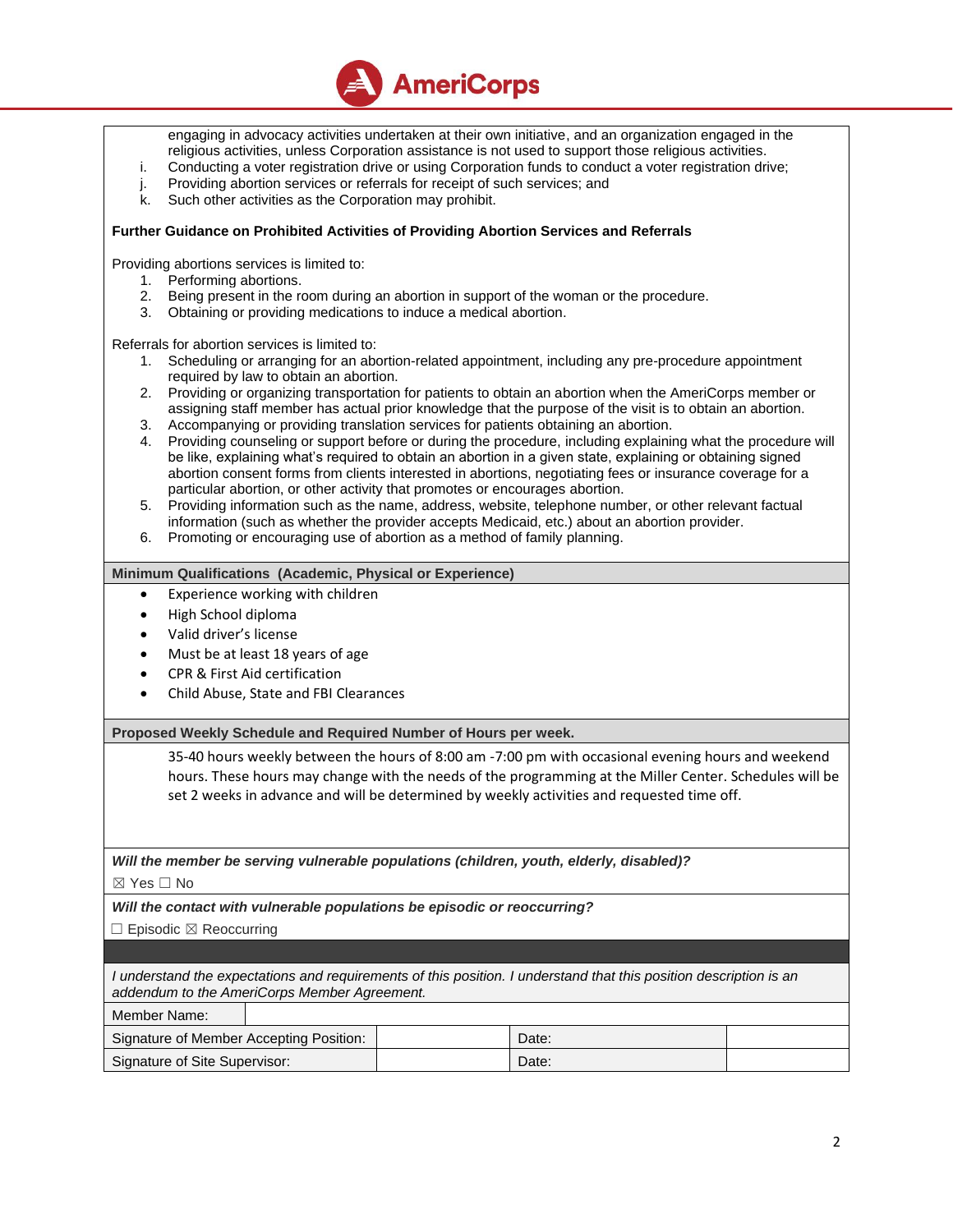engaging in advocacy activities undertaken at their own initiative, and an organization engaged in the religious activities, unless Corporation assistance is not used to support those religious activities.

i. Conducting a voter registration drive or using Corporation funds to conduct a voter registration drive;
j. Providing abortion services or referrals for receipt of such services; and
k. Such other activities as the Corporation may prohibit.

**Further Guidance on Prohibited Activities of Providing Abortion Services and Referrals**

Providing abortions services is limited to:

1. Performing abortions.
2. Being present in the room during an abortion in support of the woman or the procedure.
3. Obtaining or providing medications to induce a medical abortion.

Referrals for abortion services is limited to:

1. Scheduling or arranging for an abortion-related appointment, including any pre-procedure appointment required by law to obtain an abortion.
2. Providing or organizing transportation for patients to obtain an abortion when the AmeriCorps member or assigning staff member has actual prior knowledge that the purpose of the visit is to obtain an abortion.
3. Accompanying or providing translation services for patients obtaining an abortion.
4. Providing counseling or support before or during the procedure, including explaining what the procedure will be like, explaining what's required to obtain an abortion in a given state, explaining or obtaining signed abortion consent forms from clients interested in abortions, negotiating fees or insurance coverage for a particular abortion, or other activity that promotes or encourages abortion.
5. Providing information such as the name, address, website, telephone number, or other relevant factual information (such as whether the provider accepts Medicaid, etc.) about an abortion provider.
6. Promoting or encouraging use of abortion as a method of family planning.

**Minimum Qualifications (Academic, Physical or Experience)**

- Experience working with children
- High School diploma
- Valid driver's license
- Must be at least 18 years of age
- CPR & First Aid certification
- Child Abuse, State and FBI Clearances

**Proposed Weekly Schedule and Required Number of Hours per week.**

35-40 hours weekly between the hours of 8:00 am -7:00 pm with occasional evening hours and weekend hours. These hours may change with the needs of the programming at the Miller Center. Schedules will be set 2 weeks in advance and will be determined by weekly activities and requested time off.

***Will the member be serving vulnerable populations (children, youth, elderly, disabled)?***

☒ Yes ☐ No

***Will the contact with vulnerable populations be episodic or reoccurring?***

☐ Episodic ☒ Reoccurring

*I understand the expectations and requirements of this position. I understand that this position description is an addendum to the AmeriCorps Member Agreement.*

| | | | |
|---|---|---|---|
| Member Name: | | | |
| Signature of Member Accepting Position: | | Date: | |
| Signature of Site Supervisor: | | Date: | |